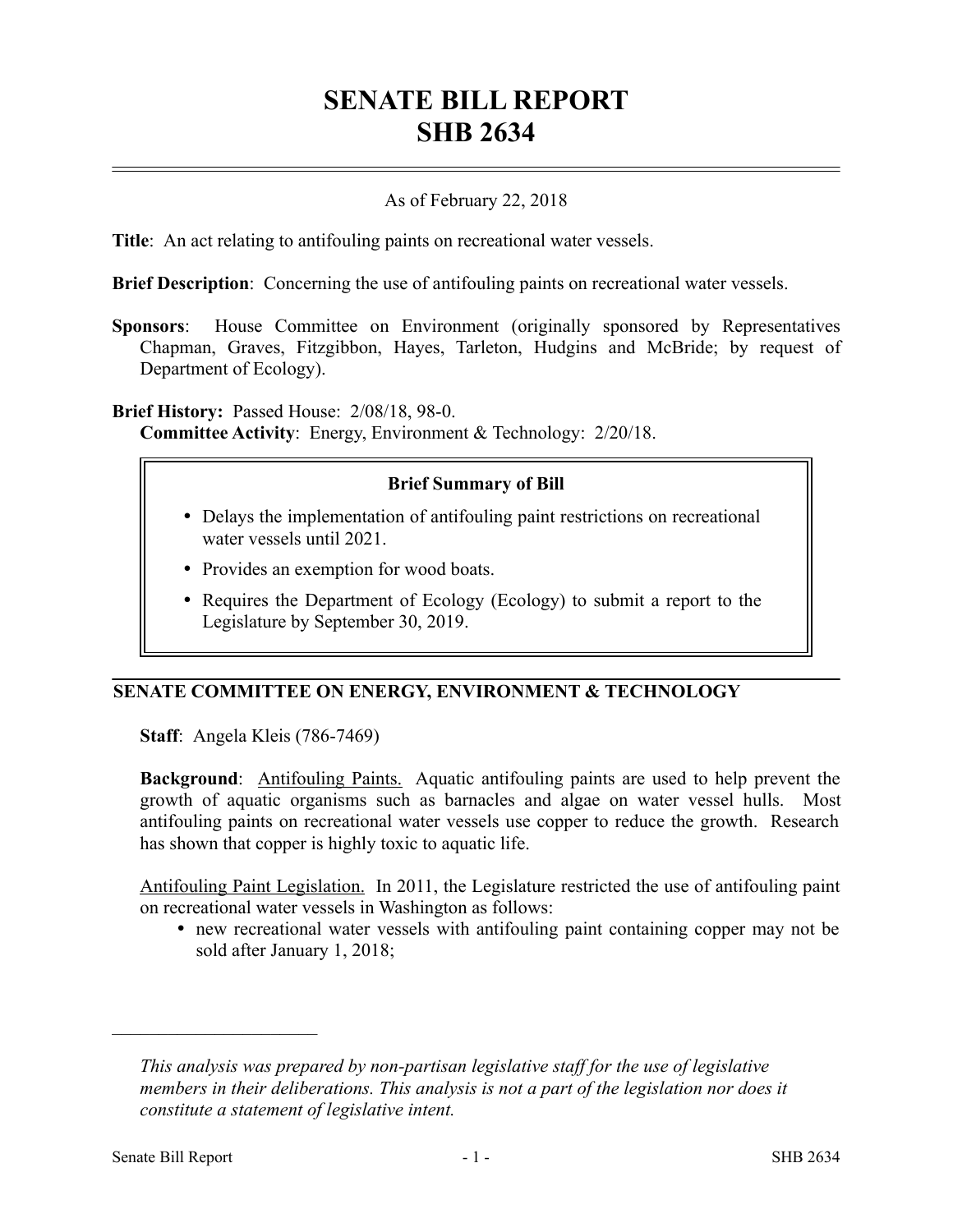# SENATE BILL REPORT
# SHB 2634

As of February 22, 2018

**Title**: An act relating to antifouling paints on recreational water vessels.

**Brief Description**: Concerning the use of antifouling paints on recreational water vessels.

**Sponsors**: House Committee on Environment (originally sponsored by Representatives Chapman, Graves, Fitzgibbon, Hayes, Tarleton, Hudgins and McBride; by request of Department of Ecology).

**Brief History:** Passed House: 2/08/18, 98-0.
**Committee Activity**: Energy, Environment & Technology: 2/20/18.

> **Brief Summary of Bill**
>
> - Delays the implementation of antifouling paint restrictions on recreational water vessels until 2021.
> - Provides an exemption for wood boats.
> - Requires the Department of Ecology (Ecology) to submit a report to the Legislature by September 30, 2019.

## SENATE COMMITTEE ON ENERGY, ENVIRONMENT & TECHNOLOGY

**Staff**: Angela Kleis (786-7469)

**Background**: Antifouling Paints. Aquatic antifouling paints are used to help prevent the growth of aquatic organisms such as barnacles and algae on water vessel hulls. Most antifouling paints on recreational water vessels use copper to reduce the growth. Research has shown that copper is highly toxic to aquatic life.

Antifouling Paint Legislation. In 2011, the Legislature restricted the use of antifouling paint on recreational water vessels in Washington as follows:

- new recreational water vessels with antifouling paint containing copper may not be sold after January 1, 2018;

---

*This analysis was prepared by non-partisan legislative staff for the use of legislative members in their deliberations. This analysis is not a part of the legislation nor does it constitute a statement of legislative intent.*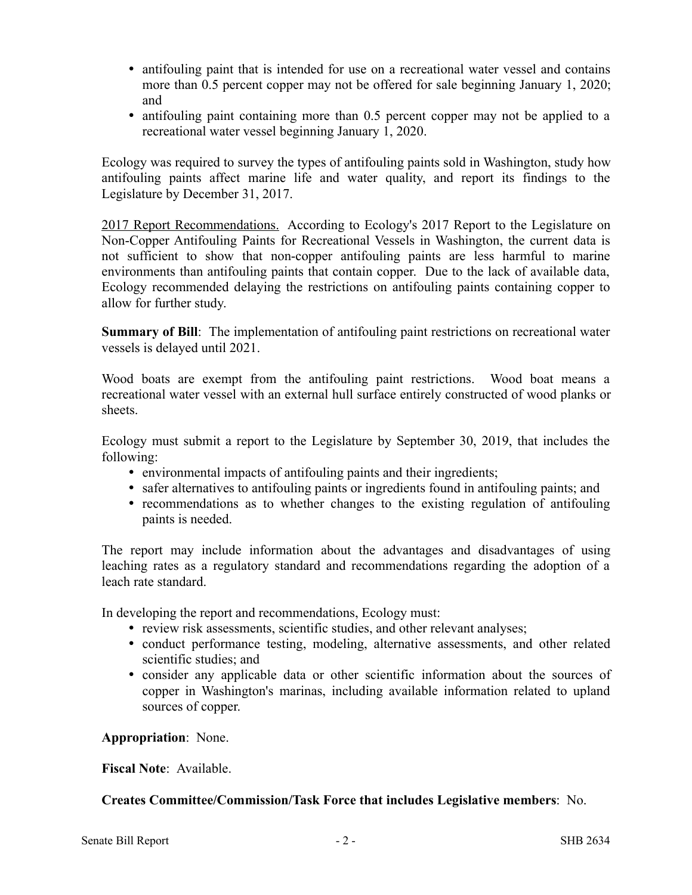- antifouling paint that is intended for use on a recreational water vessel and contains more than 0.5 percent copper may not be offered for sale beginning January 1, 2020; and
- antifouling paint containing more than 0.5 percent copper may not be applied to a recreational water vessel beginning January 1, 2020.

Ecology was required to survey the types of antifouling paints sold in Washington, study how antifouling paints affect marine life and water quality, and report its findings to the Legislature by December 31, 2017.

2017 Report Recommendations. According to Ecology's 2017 Report to the Legislature on Non-Copper Antifouling Paints for Recreational Vessels in Washington, the current data is not sufficient to show that non-copper antifouling paints are less harmful to marine environments than antifouling paints that contain copper. Due to the lack of available data, Ecology recommended delaying the restrictions on antifouling paints containing copper to allow for further study.

**Summary of Bill**: The implementation of antifouling paint restrictions on recreational water vessels is delayed until 2021.

Wood boats are exempt from the antifouling paint restrictions. Wood boat means a recreational water vessel with an external hull surface entirely constructed of wood planks or sheets.

Ecology must submit a report to the Legislature by September 30, 2019, that includes the following:

- environmental impacts of antifouling paints and their ingredients;
- safer alternatives to antifouling paints or ingredients found in antifouling paints; and
- recommendations as to whether changes to the existing regulation of antifouling paints is needed.

The report may include information about the advantages and disadvantages of using leaching rates as a regulatory standard and recommendations regarding the adoption of a leach rate standard.

In developing the report and recommendations, Ecology must:

- review risk assessments, scientific studies, and other relevant analyses;
- conduct performance testing, modeling, alternative assessments, and other related scientific studies; and
- consider any applicable data or other scientific information about the sources of copper in Washington's marinas, including available information related to upland sources of copper.

**Appropriation**: None.

**Fiscal Note**: Available.

**Creates Committee/Commission/Task Force that includes Legislative members**: No.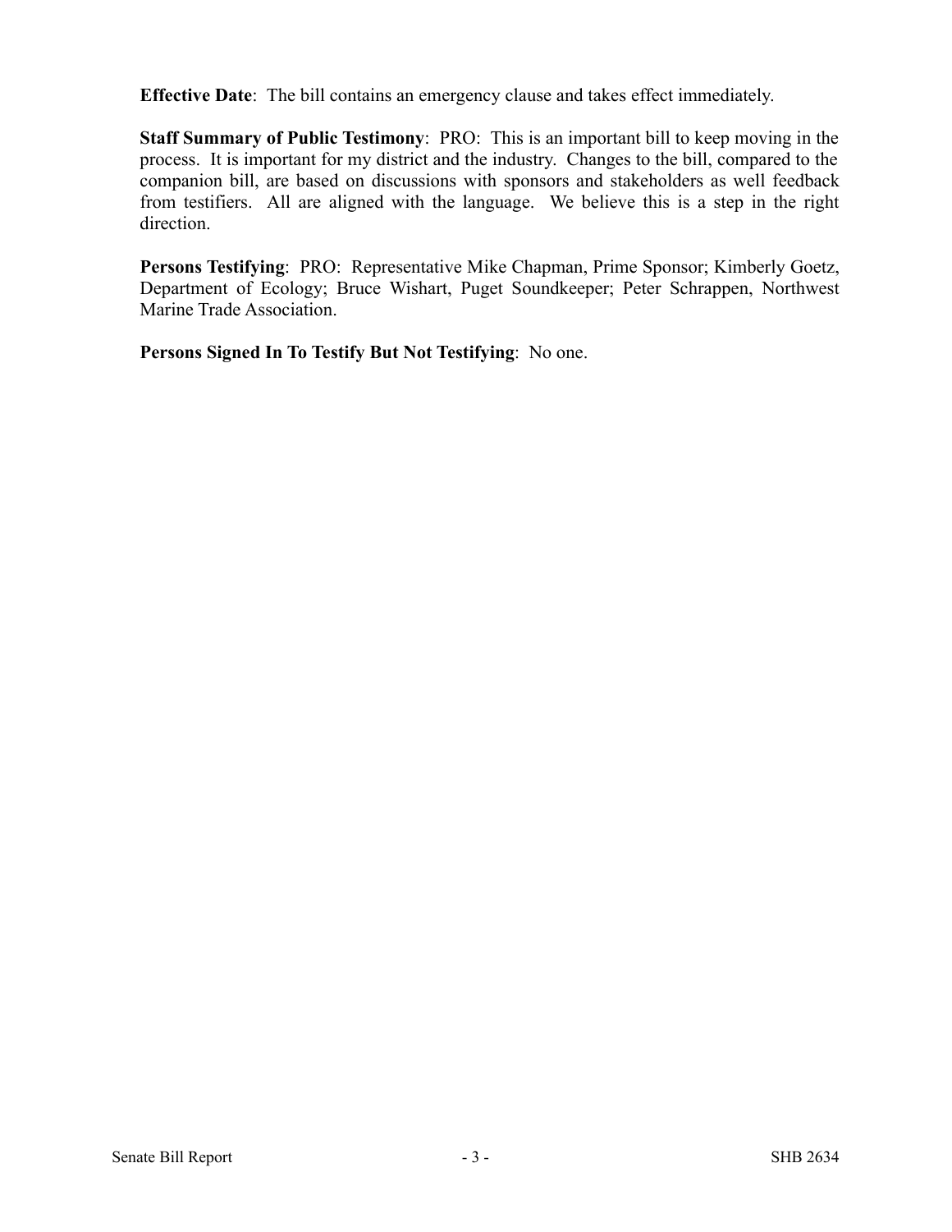**Effective Date**: The bill contains an emergency clause and takes effect immediately.

**Staff Summary of Public Testimony**: PRO: This is an important bill to keep moving in the process. It is important for my district and the industry. Changes to the bill, compared to the companion bill, are based on discussions with sponsors and stakeholders as well feedback from testifiers. All are aligned with the language. We believe this is a step in the right direction.

**Persons Testifying**: PRO: Representative Mike Chapman, Prime Sponsor; Kimberly Goetz, Department of Ecology; Bruce Wishart, Puget Soundkeeper; Peter Schrappen, Northwest Marine Trade Association.

**Persons Signed In To Testify But Not Testifying**: No one.